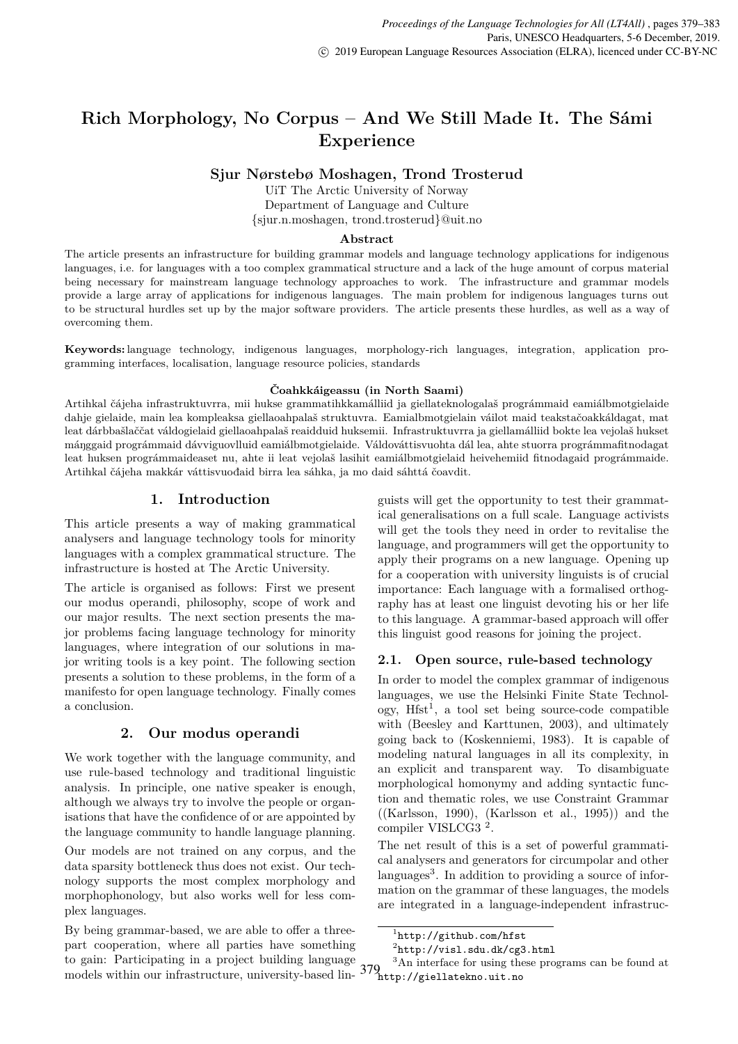# Rich Morphology, No Corpus – And We Still Made It. The Sámi Experience

**Sjur Nørstebø Moshagen, Trond Trosterud**

UiT The Arctic University of Norway
Department of Language and Culture
{sjur.n.moshagen, trond.trosterud}@uit.no

### Abstract

The article presents an infrastructure for building grammar models and language technology applications for indigenous languages, i.e. for languages with a too complex grammatical structure and a lack of the huge amount of corpus material being necessary for mainstream language technology approaches to work. The infrastructure and grammar models provide a large array of applications for indigenous languages. The main problem for indigenous languages turns out to be structural hurdles set up by the major software providers. The article presents these hurdles, as well as a way of overcoming them.

**Keywords:** language technology, indigenous languages, morphology-rich languages, integration, application programming interfaces, localisation, language resource policies, standards

### Čoahkkáigeassu (in North Saami)

Artihkal čájeha infrastruktuvrra, mii hukse grammatihkkamálliid ja giellateknologalaš prográmmaid eamiálbmotgielaide dahje gielaide, main lea kompleaksa giellaohpalaš struktuvra. Eamialbmotgielain váilot maid teakstačoakkáldagat, mat leat dárbbašlaččat váldogielaid giellaoahpalaš reaidduid huksemii. Infrastruktuvrra ja giellamálliid bokte lea vejolaš hukset máŋggaid prográmmaid dávviguovlluid eamiálbmotgielaide. Váldováttisvuohta dál lea, ahte stuorra prográmmafitnodagat leat huksen prográmmaideaset nu, ahte ii leat vejolaš lasihit eamiálbmotgielaid heivehemiid fitnodagaid prográmmaide. Artihkal čájeha makkár váttisvuođaid birra lea sáhka, ja mo daid sáhttá čoavdit.

## 1. Introduction

This article presents a way of making grammatical analysers and language technology tools for minority languages with a complex grammatical structure. The infrastructure is hosted at The Arctic University.

The article is organised as follows: First we present our modus operandi, philosophy, scope of work and our major results. The next section presents the major problems facing language technology for minority languages, where integration of our solutions in major writing tools is a key point. The following section presents a solution to these problems, in the form of a manifesto for open language technology. Finally comes a conclusion.

## 2. Our modus operandi

We work together with the language community, and use rule-based technology and traditional linguistic analysis. In principle, one native speaker is enough, although we always try to involve the people or organisations that have the confidence of or are appointed by the language community to handle language planning.

Our models are not trained on any corpus, and the data sparsity bottleneck thus does not exist. Our technology supports the most complex morphology and morphophonology, but also works well for less complex languages.

By being grammar-based, we are able to offer a three-part cooperation, where all parties have something to gain: Participating in a project building language models within our infrastructure, university-based linguists will get the opportunity to test their grammatical generalisations on a full scale. Language activists will get the tools they need in order to revitalise the language, and programmers will get the opportunity to apply their programs on a new language. Opening up for a cooperation with university linguists is of crucial importance: Each language with a formalised orthography has at least one linguist devoting his or her life to this language. A grammar-based approach will offer this linguist good reasons for joining the project.

### 2.1. Open source, rule-based technology

In order to model the complex grammar of indigenous languages, we use the Helsinki Finite State Technology, Hfst[1], a tool set being source-code compatible with (Beesley and Karttunen, 2003), and ultimately going back to (Koskenniemi, 1983). It is capable of modeling natural languages in all its complexity, in an explicit and transparent way. To disambiguate morphological homonymy and adding syntactic function and thematic roles, we use Constraint Grammar ((Karlsson, 1990), (Karlsson et al., 1995)) and the compiler VISLCG3 [2].

The net result of this is a set of powerful grammatical analysers and generators for circumpolar and other languages[3]. In addition to providing a source of information on the grammar of these languages, the models are integrated in a language-independent infrastruc-

[1] http://github.com/hfst

[2] http://visl.sdu.dk/cg3.html

[3] An interface for using these programs can be found at http://giellatekno.uit.no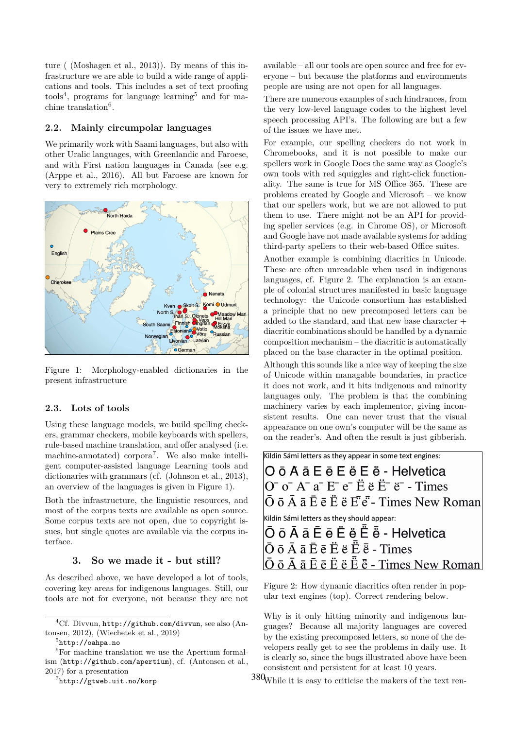ture ( (Moshagen et al., 2013)). By means of this infrastructure we are able to build a wide range of applications and tools. This includes a set of text proofing tools[4], programs for language learning[5] and for machine translation[6].

## 2.2. Mainly circumpolar languages

We primarily work with Saami languages, but also with other Uralic languages, with Greenlandic and Faroese, and with First nation languages in Canada (see e.g. (Arppe et al., 2016). All but Faroese are known for very to extremely rich morphology.

Figure 1: Morphology-enabled dictionaries in the present infrastructure

## 2.3. Lots of tools

Using these language models, we build spelling checkers, grammar checkers, mobile keyboards with spellers, rule-based machine translation, and offer analysed (i.e. machine-annotated) corpora[7]. We also make intelligent computer-assisted language Learning tools and dictionaries with grammars (cf. (Johnson et al., 2013), an overview of the languages is given in Figure 1).

Both the infrastructure, the linguistic resources, and most of the corpus texts are available as open source. Some corpus texts are not open, due to copyright issues, but single quotes are available via the corpus interface.

# 3. So we made it - but still?

As described above, we have developed a lot of tools, covering key areas for indigenous languages. Still, our tools are not for everyone, not because they are not available – all our tools are open source and free for everyone – but because the platforms and environments people are using are not open for all languages.

There are numerous examples of such hindrances, from the very low-level language codes to the highest level speech processing API's. The following are but a few of the issues we have met.

For example, our spelling checkers do not work in Chromebooks, and it is not possible to make our spellers work in Google Docs the same way as Google's own tools with red squiggles and right-click functionality. The same is true for MS Office 365. These are problems created by Google and Microsoft – we know that our spellers work, but we are not allowed to put them to use. There might not be an API for providing speller services (e.g. in Chrome OS), or Microsoft and Google have not made available systems for adding third-party spellers to their web-based Office suites.

Another example is combining diacritics in Unicode. These are often unreadable when used in indigenous languages, cf. Figure 2. The explanation is an example of colonial structures manifested in basic language technology: the Unicode consortium has established a principle that no new precomposed letters can be added to the standard, and that new base character + diacritic combinations should be handled by a dynamic composition mechanism – the diacritic is automatically placed on the base character in the optimal position.

Although this sounds like a nice way of keeping the size of Unicode within managable boundaries, in practice it does not work, and it hits indigenous and minority languages only. The problem is that the combining machinery varies by each implementor, giving inconsistent results. One can never trust that the visual appearance on one own's computer will be the same as on the reader's. And often the result is just gibberish.

Kildin Sámi letters as they appear in some text engines:

Ō ō Ā ā Ē ē Ë ë Ë̄ ë̄ - Helvetica
Ō ō Ā ā Ē ē Ë ë Ë̄ ë̄ - Times
Ō ō Ā ā Ē ē Ë ë Ë̄ ë̄ - Times New Roman

Kildin Sámi letters as they should appear:

Ō ō Ā ā Ē ē Ë ë Ë̄ ë̄ - Helvetica
Ō ō Ā ā Ē ē Ë ë Ë̄ ë̄ - Times
Ō ō Ā ā Ē ē Ë ë Ë̄ ë̄ - Times New Roman

Figure 2: How dynamic diacritics often render in popular text engines (top). Correct rendering below.

Why is it only hitting minority and indigenous languages? Because all majority languages are covered by the existing precomposed letters, so none of the developers really get to see the problems in daily use. It is clearly so, since the bugs illustrated above have been consistent and persistent for at least 10 years.

While it is easy to criticise the makers of the text ren-

---

[4] Cf. Divvun, http://github.com/divvun, see also (Antonsen, 2012), (Wiechetek et al., 2019)

[5] http://oahpa.no

[6] For machine translation we use the Apertium formalism (http://github.com/apertium), cf. (Antonsen et al., 2017) for a presentation

[7] http://gtweb.uit.no/korp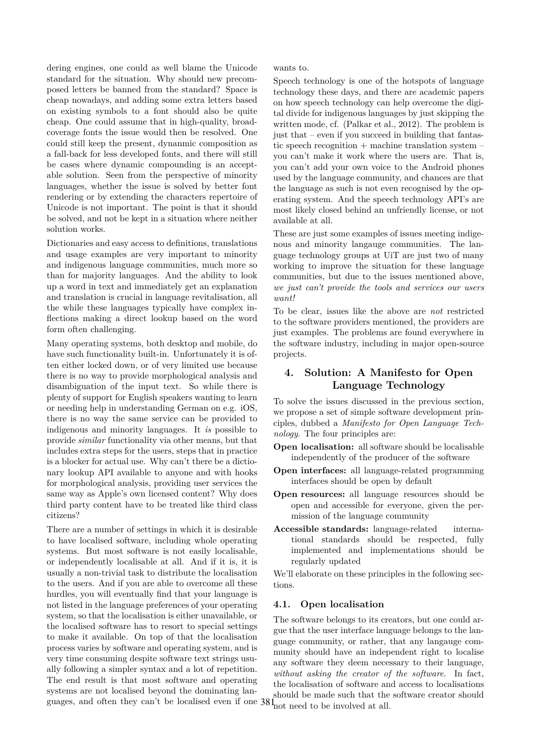dering engines, one could as well blame the Unicode standard for the situation. Why should new precomposed letters be banned from the standard? Space is cheap nowadays, and adding some extra letters based on existing symbols to a font should also be quite cheap. One could assume that in high-quality, broad-coverage fonts the issue would then be resolved. One could still keep the present, dynanmic composition as a fall-back for less developed fonts, and there will still be cases where dynamic compounding is an acceptable solution. Seen from the perspective of minority languages, whether the issue is solved by better font rendering or by extending the characters repertoire of Unicode is not important. The point is that it should be solved, and not be kept in a situation where neither solution works.

Dictionaries and easy access to definitions, translations and usage examples are very important to minority and indigenous language communities, much more so than for majority languages. And the ability to look up a word in text and immediately get an explanation and translation is crucial in language revitalisation, all the while these languages typically have complex inflections making a direct lookup based on the word form often challenging.

Many operating systems, both desktop and mobile, do have such functionality built-in. Unfortunately it is often either locked down, or of very limited use because there is no way to provide morphological analysis and disambiguation of the input text. So while there is plenty of support for English speakers wanting to learn or needing help in understanding German on e.g. iOS, there is no way the same service can be provided to indigenous and minority languages. It *is* possible to provide *similar* functionality via other means, but that includes extra steps for the users, steps that in practice is a blocker for actual use. Why can't there be a dictionary lookup API available to anyone and with hooks for morphological analysis, providing user services the same way as Apple's own licensed content? Why does third party content have to be treated like third class citizens?

There are a number of settings in which it is desirable to have localised software, including whole operating systems. But most software is not easily localisable, or independently localisable at all. And if it is, it is usually a non-trivial task to distribute the localisation to the users. And if you are able to overcome all these hurdles, you will eventually find that your language is not listed in the language preferences of your operating system, so that the localisation is either unavailable, or the localised software has to resort to special settings to make it available. On top of that the localisation process varies by software and operating system, and is very time consuming despite software text strings usually following a simpler syntax and a lot of repetition. The end result is that most software and operating systems are not localised beyond the dominating languages, and often they can't be localised even if one wants to.

Speech technology is one of the hotspots of language technology these days, and there are academic papers on how speech technology can help overcome the digital divide for indigenous languages by just skipping the written mode, cf. (Palkar et al., 2012). The problem is just that – even if you succeed in building that fantastic speech recognition + machine translation system – you can't make it work where the users are. That is, you can't add your own voice to the Android phones used by the language community, and chances are that the language as such is not even recognised by the operating system. And the speech technology API's are most likely closed behind an unfriendly license, or not available at all.

These are just some examples of issues meeting indigenous and minority langauge communities. The language technology groups at UiT are just two of many working to improve the situation for these language communities, but due to the issues mentioned above, *we just can't provide the tools and services our users want!*

To be clear, issues like the above are *not* restricted to the software providers mentioned, the providers are just examples. The problems are found everywhere in the software industry, including in major open-source projects.

## 4. Solution: A Manifesto for Open Language Technology

To solve the issues discussed in the previous section, we propose a set of simple software development principles, dubbed a *Manifesto for Open Language Technology*. The four principles are:

**Open localisation:** all software should be localisable independently of the producer of the software

**Open interfaces:** all language-related programming interfaces should be open by default

**Open resources:** all language resources should be open and accessible for everyone, given the permission of the language community

**Accessible standards:** language-related international standards should be respected, fully implemented and implementations should be regularly updated

We'll elaborate on these principles in the following sections.

### 4.1. Open localisation

The software belongs to its creators, but one could argue that the user interface language belongs to the language community, or rather, that any langauge community should have an independent right to localise any software they deem necessary to their language, *without asking the creator of the software*. In fact, the localisation of software and access to localisations should be made such that the software creator should not need to be involved at all.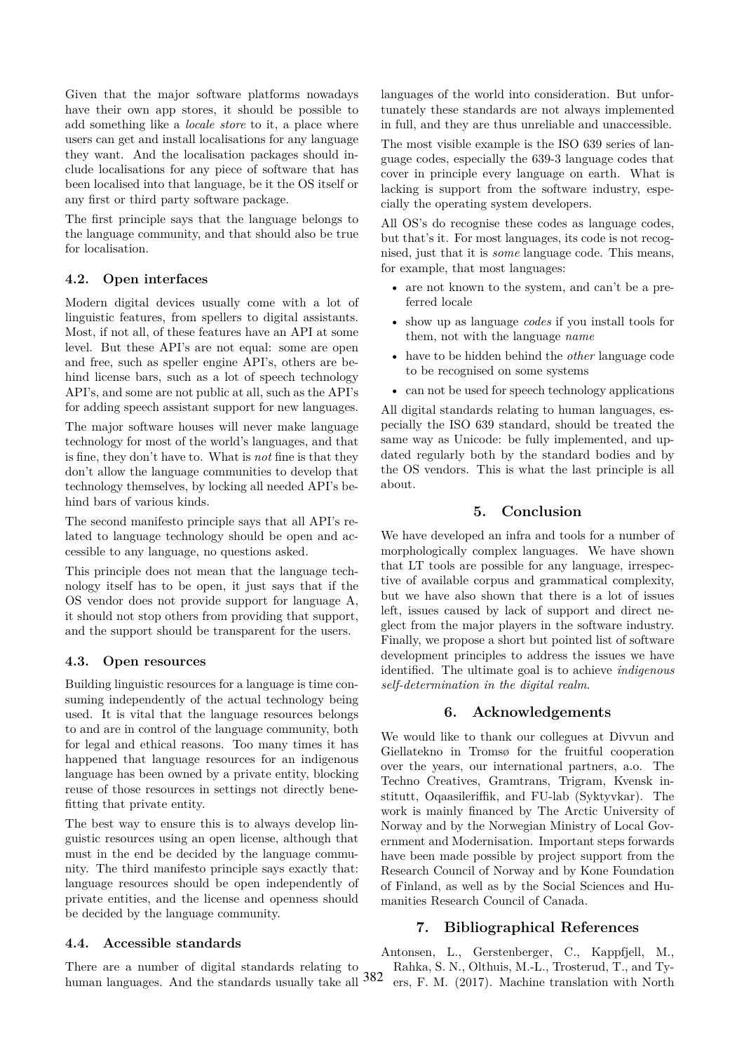Given that the major software platforms nowadays have their own app stores, it should be possible to add something like a *locale store* to it, a place where users can get and install localisations for any language they want. And the localisation packages should include localisations for any piece of software that has been localised into that language, be it the OS itself or any first or third party software package.

The first principle says that the language belongs to the language community, and that should also be true for localisation.

### 4.2. Open interfaces

Modern digital devices usually come with a lot of linguistic features, from spellers to digital assistants. Most, if not all, of these features have an API at some level. But these API's are not equal: some are open and free, such as speller engine API's, others are behind license bars, such as a lot of speech technology API's, and some are not public at all, such as the API's for adding speech assistant support for new languages.

The major software houses will never make language technology for most of the world's languages, and that is fine, they don't have to. What is *not* fine is that they don't allow the language communities to develop that technology themselves, by locking all needed API's behind bars of various kinds.

The second manifesto principle says that all API's related to language technology should be open and accessible to any language, no questions asked.

This principle does not mean that the language technology itself has to be open, it just says that if the OS vendor does not provide support for language A, it should not stop others from providing that support, and the support should be transparent for the users.

### 4.3. Open resources

Building linguistic resources for a language is time consuming independently of the actual technology being used. It is vital that the language resources belongs to and are in control of the language community, both for legal and ethical reasons. Too many times it has happened that language resources for an indigenous language has been owned by a private entity, blocking reuse of those resources in settings not directly benefitting that private entity.

The best way to ensure this is to always develop linguistic resources using an open license, although that must in the end be decided by the language community. The third manifesto principle says exactly that: language resources should be open independently of private entities, and the license and openness should be decided by the language community.

### 4.4. Accessible standards

There are a number of digital standards relating to human languages. And the standards usually take all languages of the world into consideration. But unfortunately these standards are not always implemented in full, and they are thus unreliable and unaccessible.

The most visible example is the ISO 639 series of language codes, especially the 639-3 language codes that cover in principle every language on earth. What is lacking is support from the software industry, especially the operating system developers.

All OS's do recognise these codes as language codes, but that's it. For most languages, its code is not recognised, just that it is *some* language code. This means, for example, that most languages:

- are not known to the system, and can't be a preferred locale
- show up as language *codes* if you install tools for them, not with the language *name*
- have to be hidden behind the *other* language code to be recognised on some systems
- can not be used for speech technology applications

All digital standards relating to human languages, especially the ISO 639 standard, should be treated the same way as Unicode: be fully implemented, and updated regularly both by the standard bodies and by the OS vendors. This is what the last principle is all about.

## 5. Conclusion

We have developed an infra and tools for a number of morphologically complex languages. We have shown that LT tools are possible for any language, irrespective of available corpus and grammatical complexity, but we have also shown that there is a lot of issues left, issues caused by lack of support and direct neglect from the major players in the software industry. Finally, we propose a short but pointed list of software development principles to address the issues we have identified. The ultimate goal is to achieve *indigenous self-determination in the digital realm*.

## 6. Acknowledgements

We would like to thank our collegues at Divvun and Giellatekno in Tromsø for the fruitful cooperation over the years, our international partners, a.o. The Techno Creatives, Gramtrans, Trigram, Kvensk institutt, Oqaasileriffik, and FU-lab (Syktyvkar). The work is mainly financed by The Arctic University of Norway and by the Norwegian Ministry of Local Government and Modernisation. Important steps forwards have been made possible by project support from the Research Council of Norway and by Kone Foundation of Finland, as well as by the Social Sciences and Humanities Research Council of Canada.

## 7. Bibliographical References

Antonsen, L., Gerstenberger, C., Kappfjell, M., Rahka, S. N., Olthuis, M.-L., Trosterud, T., and Tyers, F. M. (2017). Machine translation with North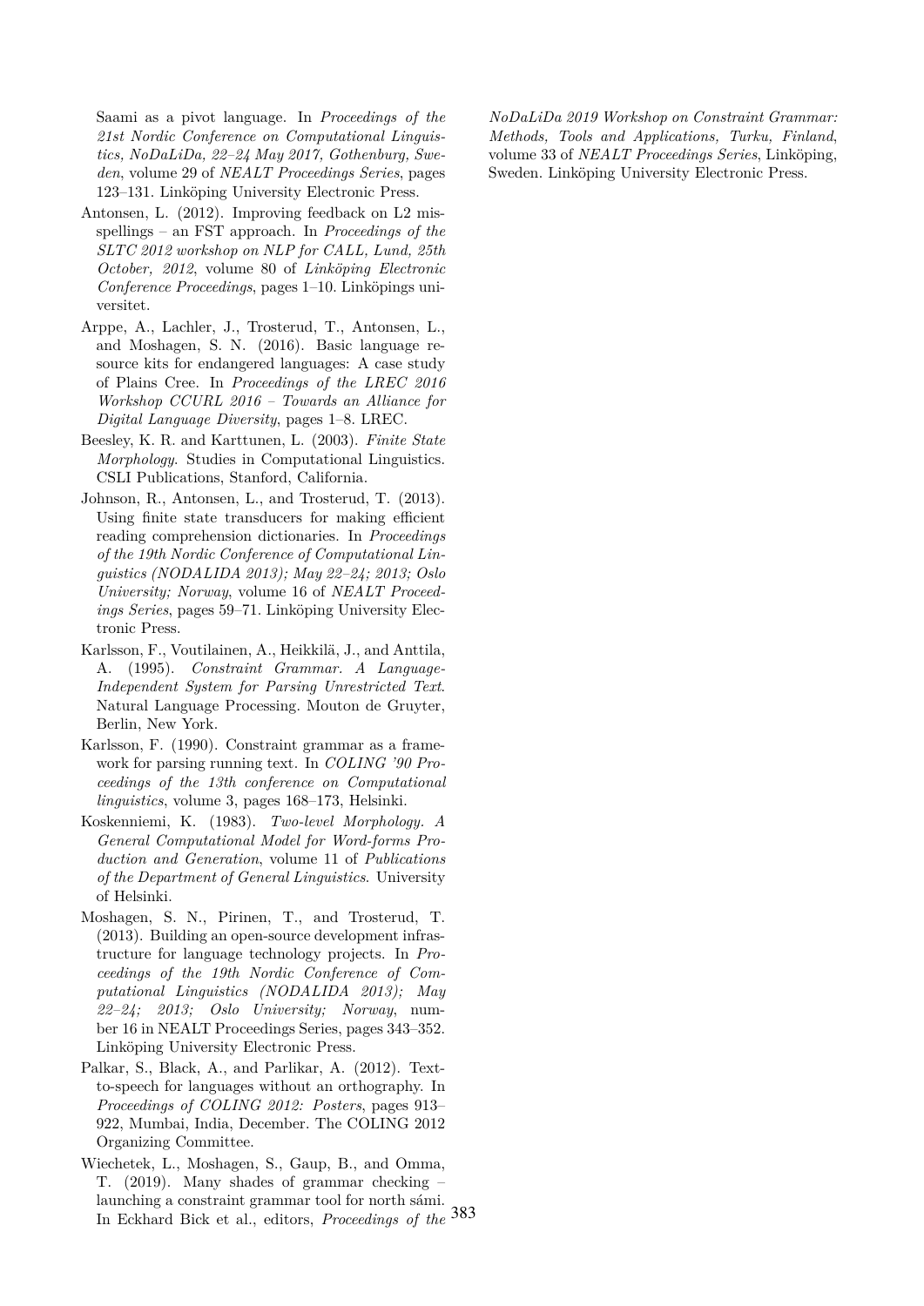Saami as a pivot language. In *Proceedings of the 21st Nordic Conference on Computational Linguistics, NoDaLiDa, 22–24 May 2017, Gothenburg, Sweden*, volume 29 of *NEALT Proceedings Series*, pages 123–131. Linköping University Electronic Press.

Antonsen, L. (2012). Improving feedback on L2 misspellings – an FST approach. In *Proceedings of the SLTC 2012 workshop on NLP for CALL, Lund, 25th October, 2012*, volume 80 of *Linköping Electronic Conference Proceedings*, pages 1–10. Linköpings universitet.

Arppe, A., Lachler, J., Trosterud, T., Antonsen, L., and Moshagen, S. N. (2016). Basic language resource kits for endangered languages: A case study of Plains Cree. In *Proceedings of the LREC 2016 Workshop CCURL 2016 – Towards an Alliance for Digital Language Diversity*, pages 1–8. LREC.

Beesley, K. R. and Karttunen, L. (2003). *Finite State Morphology*. Studies in Computational Linguistics. CSLI Publications, Stanford, California.

Johnson, R., Antonsen, L., and Trosterud, T. (2013). Using finite state transducers for making efficient reading comprehension dictionaries. In *Proceedings of the 19th Nordic Conference of Computational Linguistics (NODALIDA 2013); May 22–24; 2013; Oslo University; Norway*, volume 16 of *NEALT Proceedings Series*, pages 59–71. Linköping University Electronic Press.

Karlsson, F., Voutilainen, A., Heikkilä, J., and Anttila, A. (1995). *Constraint Grammar. A Language-Independent System for Parsing Unrestricted Text*. Natural Language Processing. Mouton de Gruyter, Berlin, New York.

Karlsson, F. (1990). Constraint grammar as a framework for parsing running text. In *COLING '90 Proceedings of the 13th conference on Computational linguistics*, volume 3, pages 168–173, Helsinki.

Koskenniemi, K. (1983). *Two-level Morphology. A General Computational Model for Word-forms Production and Generation*, volume 11 of *Publications of the Department of General Linguistics*. University of Helsinki.

Moshagen, S. N., Pirinen, T., and Trosterud, T. (2013). Building an open-source development infrastructure for language technology projects. In *Proceedings of the 19th Nordic Conference of Computational Linguistics (NODALIDA 2013); May 22–24; 2013; Oslo University; Norway*, number 16 in NEALT Proceedings Series, pages 343–352. Linköping University Electronic Press.

Palkar, S., Black, A., and Parlikar, A. (2012). Text-to-speech for languages without an orthography. In *Proceedings of COLING 2012: Posters*, pages 913–922, Mumbai, India, December. The COLING 2012 Organizing Committee.

Wiechetek, L., Moshagen, S., Gaup, B., and Omma, T. (2019). Many shades of grammar checking – launching a constraint grammar tool for north sámi. In Eckhard Bick et al., editors, *Proceedings of the NoDaLiDa 2019 Workshop on Constraint Grammar: Methods, Tools and Applications, Turku, Finland*, volume 33 of *NEALT Proceedings Series*, Linköping, Sweden. Linköping University Electronic Press.